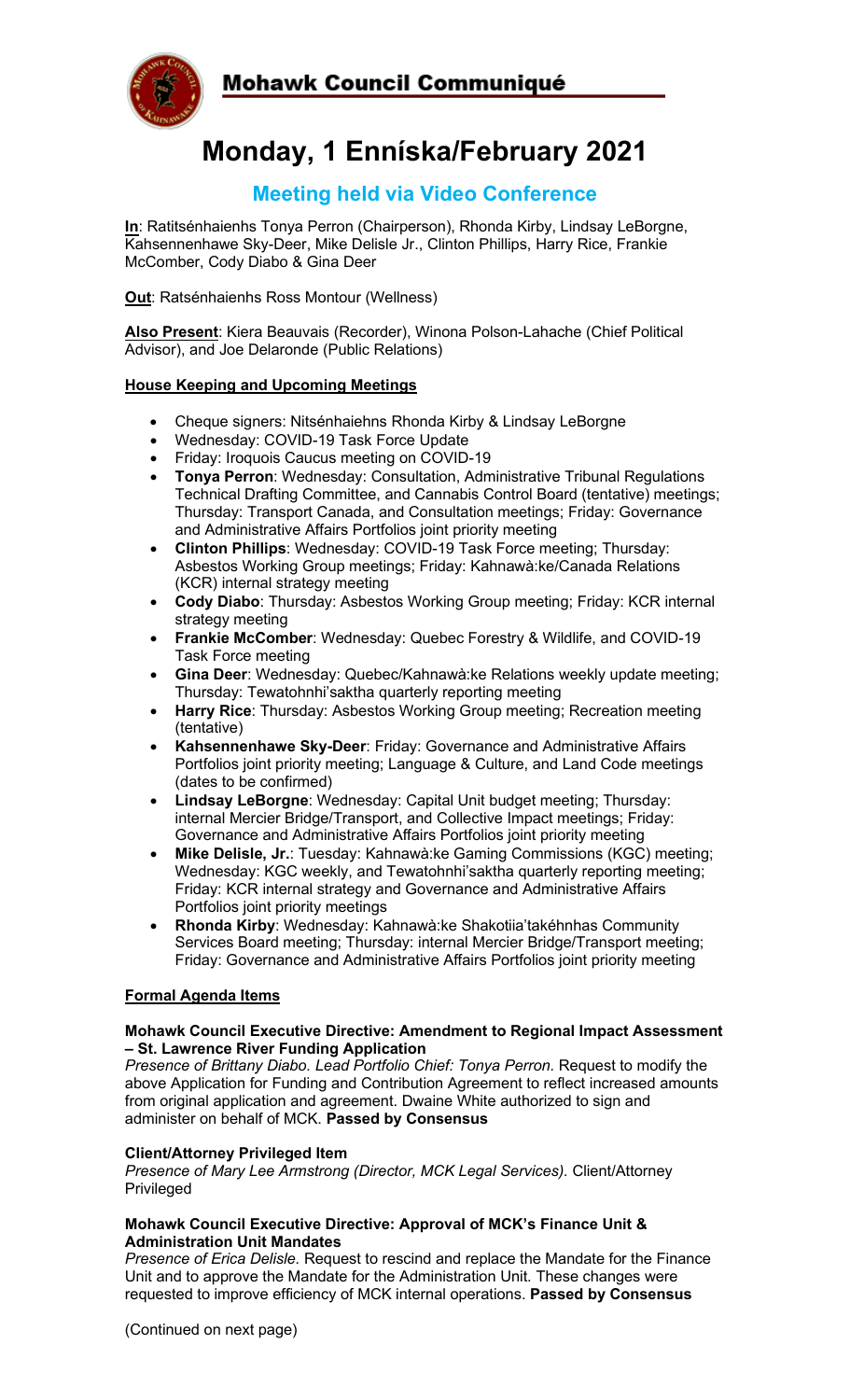## Mohawk Council Communiqué

# Monday, 1 Enníska/February 2021

### Meeting held via Video Conference

**In**: Ratitsénhaienhs Tonya Perron (Chairperson), Rhonda Kirby, Lindsay LeBorgne, Kahsennenhawe Sky-Deer, Mike Delisle Jr., Clinton Phillips, Harry Rice, Frankie McComber, Cody Diabo & Gina Deer

**Out**: Ratsénhaienhs Ross Montour (Wellness)

**Also Present**: Kiera Beauvais (Recorder), Winona Polson-Lahache (Chief Political Advisor), and Joe Delaronde (Public Relations)

**House Keeping and Upcoming Meetings**

- Cheque signers: Nitsénhaiehns Rhonda Kirby & Lindsay LeBorgne
- Wednesday: COVID-19 Task Force Update
- Friday: Iroquois Caucus meeting on COVID-19
- **Tonya Perron**: Wednesday: Consultation, Administrative Tribunal Regulations Technical Drafting Committee, and Cannabis Control Board (tentative) meetings; Thursday: Transport Canada, and Consultation meetings; Friday: Governance and Administrative Affairs Portfolios joint priority meeting
- **Clinton Phillips**: Wednesday: COVID-19 Task Force meeting; Thursday: Asbestos Working Group meetings; Friday: Kahnawà:ke/Canada Relations (KCR) internal strategy meeting
- **Cody Diabo**: Thursday: Asbestos Working Group meeting; Friday: KCR internal strategy meeting
- **Frankie McComber**: Wednesday: Quebec Forestry & Wildlife, and COVID-19 Task Force meeting
- **Gina Deer**: Wednesday: Quebec/Kahnawà:ke Relations weekly update meeting; Thursday: Tewatohnhi'saktha quarterly reporting meeting
- **Harry Rice**: Thursday: Asbestos Working Group meeting; Recreation meeting (tentative)
- **Kahsennenhawe Sky-Deer**: Friday: Governance and Administrative Affairs Portfolios joint priority meeting; Language & Culture, and Land Code meetings (dates to be confirmed)
- **Lindsay LeBorgne**: Wednesday: Capital Unit budget meeting; Thursday: internal Mercier Bridge/Transport, and Collective Impact meetings; Friday: Governance and Administrative Affairs Portfolios joint priority meeting
- **Mike Delisle, Jr.**: Tuesday: Kahnawà:ke Gaming Commissions (KGC) meeting; Wednesday: KGC weekly, and Tewatohnhi'saktha quarterly reporting meeting; Friday: KCR internal strategy and Governance and Administrative Affairs Portfolios joint priority meetings
- **Rhonda Kirby**: Wednesday: Kahnawà:ke Shakotiia'takéhnhas Community Services Board meeting; Thursday: internal Mercier Bridge/Transport meeting; Friday: Governance and Administrative Affairs Portfolios joint priority meeting

**Formal Agenda Items**

**Mohawk Council Executive Directive: Amendment to Regional Impact Assessment – St. Lawrence River Funding Application**
*Presence of Brittany Diabo. Lead Portfolio Chief: Tonya Perron.* Request to modify the above Application for Funding and Contribution Agreement to reflect increased amounts from original application and agreement. Dwaine White authorized to sign and administer on behalf of MCK. **Passed by Consensus**

**Client/Attorney Privileged Item**
*Presence of Mary Lee Armstrong (Director, MCK Legal Services).* Client/Attorney Privileged

**Mohawk Council Executive Directive: Approval of MCK's Finance Unit & Administration Unit Mandates**
*Presence of Erica Delisle.* Request to rescind and replace the Mandate for the Finance Unit and to approve the Mandate for the Administration Unit. These changes were requested to improve efficiency of MCK internal operations. **Passed by Consensus**

(Continued on next page)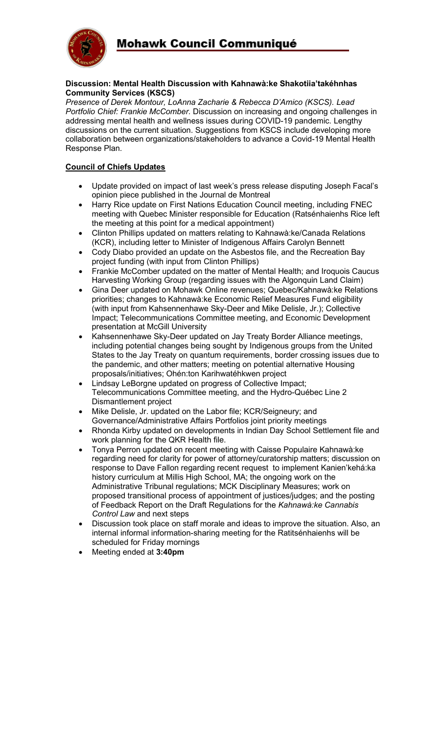# Mohawk Council Communiqué

**Discussion: Mental Health Discussion with Kahnawà:ke Shakotiia'takéhnhas Community Services (KSCS)**

*Presence of Derek Montour, LoAnna Zacharie & Rebecca D'Amico (KSCS). Lead Portfolio Chief: Frankie McComber.* Discussion on increasing and ongoing challenges in addressing mental health and wellness issues during COVID-19 pandemic. Lengthy discussions on the current situation. Suggestions from KSCS include developing more collaboration between organizations/stakeholders to advance a Covid-19 Mental Health Response Plan.

**Council of Chiefs Updates**

- Update provided on impact of last week's press release disputing Joseph Facal's opinion piece published in the Journal de Montreal
- Harry Rice update on First Nations Education Council meeting, including FNEC meeting with Quebec Minister responsible for Education (Ratsénhaienhs Rice left the meeting at this point for a medical appointment)
- Clinton Phillips updated on matters relating to Kahnawà:ke/Canada Relations (KCR), including letter to Minister of Indigenous Affairs Carolyn Bennett
- Cody Diabo provided an update on the Asbestos file, and the Recreation Bay project funding (with input from Clinton Phillips)
- Frankie McComber updated on the matter of Mental Health; and Iroquois Caucus Harvesting Working Group (regarding issues with the Algonquin Land Claim)
- Gina Deer updated on Mohawk Online revenues; Quebec/Kahnawà:ke Relations priorities; changes to Kahnawà:ke Economic Relief Measures Fund eligibility (with input from Kahsennenhawe Sky-Deer and Mike Delisle, Jr.); Collective Impact; Telecommunications Committee meeting, and Economic Development presentation at McGill University
- Kahsennenhawe Sky-Deer updated on Jay Treaty Border Alliance meetings, including potential changes being sought by Indigenous groups from the United States to the Jay Treaty on quantum requirements, border crossing issues due to the pandemic, and other matters; meeting on potential alternative Housing proposals/initiatives; Ohén:ton Karihwatéhkwen project
- Lindsay LeBorgne updated on progress of Collective Impact; Telecommunications Committee meeting, and the Hydro-Québec Line 2 Dismantlement project
- Mike Delisle, Jr. updated on the Labor file; KCR/Seigneury; and Governance/Administrative Affairs Portfolios joint priority meetings
- Rhonda Kirby updated on developments in Indian Day School Settlement file and work planning for the QKR Health file.
- Tonya Perron updated on recent meeting with Caisse Populaire Kahnawà:ke regarding need for clarity for power of attorney/curatorship matters; discussion on response to Dave Fallon regarding recent request to implement Kanien'kehá:ka history curriculum at Millis High School, MA; the ongoing work on the Administrative Tribunal regulations; MCK Disciplinary Measures; work on proposed transitional process of appointment of justices/judges; and the posting of Feedback Report on the Draft Regulations for the *Kahnawà:ke Cannabis Control Law* and next steps
- Discussion took place on staff morale and ideas to improve the situation. Also, an internal informal information-sharing meeting for the Ratitsénhaienhs will be scheduled for Friday mornings
- Meeting ended at **3:40pm**